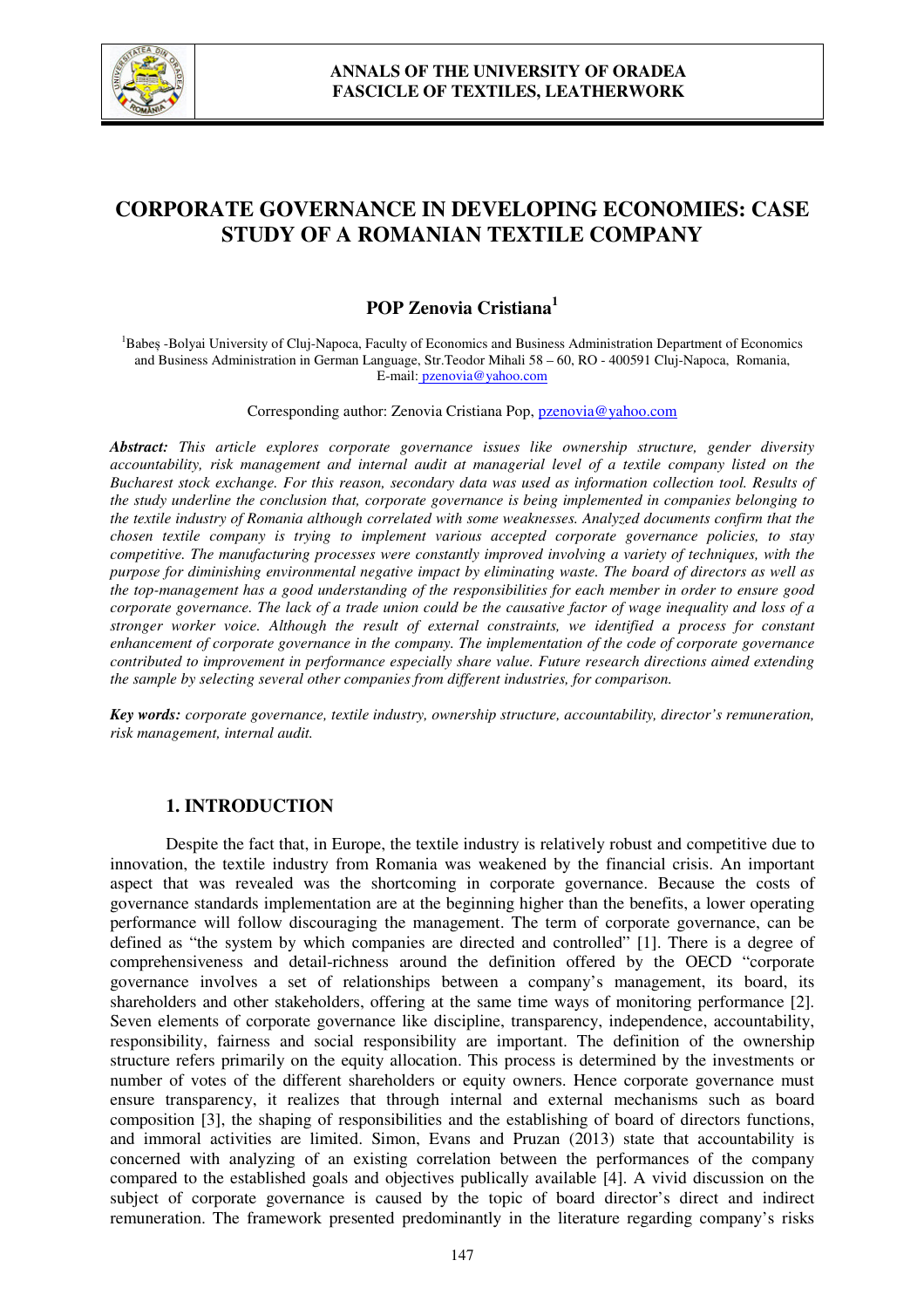# CORPORATE GOVERNANCE IN DEVELOPING ECONOMIES: CASE STUDY OF A ROMANIAN TEXTILE COMPANY

## POP Zenovia Cristiana[1]

[1]Babeş -Bolyai University of Cluj-Napoca, Faculty of Economics and Business Administration Department of Economics and Business Administration in German Language, Str.Teodor Mihali 58 – 60, RO - 400591 Cluj-Napoca, Romania, E-mail: pzenovia@yahoo.com

Corresponding author: Zenovia Cristiana Pop, pzenovia@yahoo.com

***Abstract:*** *This article explores corporate governance issues like ownership structure, gender diversity accountability, risk management and internal audit at managerial level of a textile company listed on the Bucharest stock exchange. For this reason, secondary data was used as information collection tool. Results of the study underline the conclusion that, corporate governance is being implemented in companies belonging to the textile industry of Romania although correlated with some weaknesses. Analyzed documents confirm that the chosen textile company is trying to implement various accepted corporate governance policies, to stay competitive. The manufacturing processes were constantly improved involving a variety of techniques, with the purpose for diminishing environmental negative impact by eliminating waste. The board of directors as well as the top-management has a good understanding of the responsibilities for each member in order to ensure good corporate governance. The lack of a trade union could be the causative factor of wage inequality and loss of a stronger worker voice. Although the result of external constraints, we identified a process for constant enhancement of corporate governance in the company. The implementation of the code of corporate governance contributed to improvement in performance especially share value. Future research directions aimed extending the sample by selecting several other companies from different industries, for comparison.*

***Key words:*** *corporate governance, textile industry, ownership structure, accountability, director's remuneration, risk management, internal audit.*

## 1. INTRODUCTION

Despite the fact that, in Europe, the textile industry is relatively robust and competitive due to innovation, the textile industry from Romania was weakened by the financial crisis. An important aspect that was revealed was the shortcoming in corporate governance. Because the costs of governance standards implementation are at the beginning higher than the benefits, a lower operating performance will follow discouraging the management. The term of corporate governance, can be defined as "the system by which companies are directed and controlled" [1]. There is a degree of comprehensiveness and detail-richness around the definition offered by the OECD "corporate governance involves a set of relationships between a company's management, its board, its shareholders and other stakeholders, offering at the same time ways of monitoring performance [2]. Seven elements of corporate governance like discipline, transparency, independence, accountability, responsibility, fairness and social responsibility are important. The definition of the ownership structure refers primarily on the equity allocation. This process is determined by the investments or number of votes of the different shareholders or equity owners. Hence corporate governance must ensure transparency, it realizes that through internal and external mechanisms such as board composition [3], the shaping of responsibilities and the establishing of board of directors functions, and immoral activities are limited. Simon, Evans and Pruzan (2013) state that accountability is concerned with analyzing of an existing correlation between the performances of the company compared to the established goals and objectives publically available [4]. A vivid discussion on the subject of corporate governance is caused by the topic of board director's direct and indirect remuneration. The framework presented predominantly in the literature regarding company's risks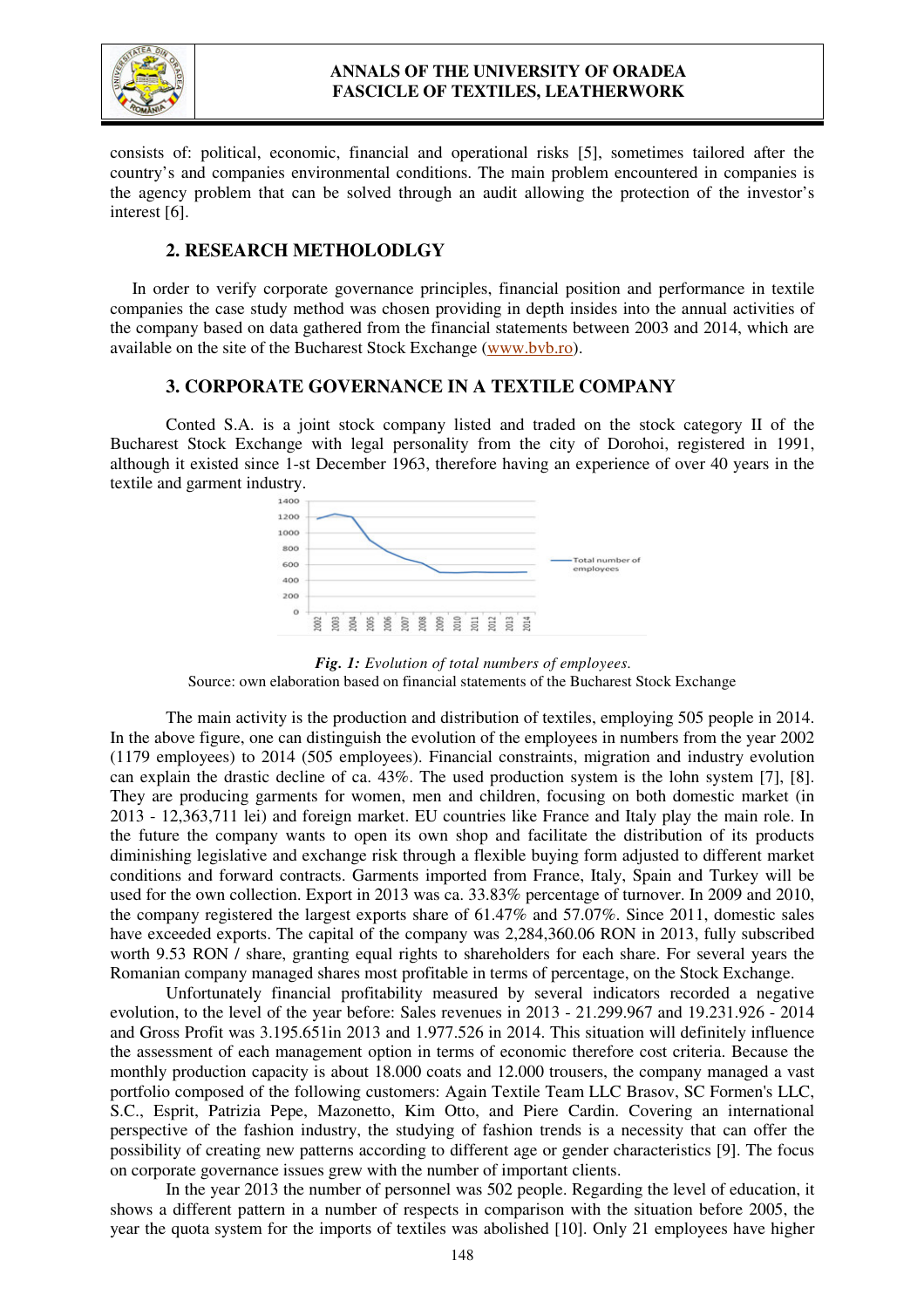consists of: political, economic, financial and operational risks [5], sometimes tailored after the country's and companies environmental conditions. The main problem encountered in companies is the agency problem that can be solved through an audit allowing the protection of the investor's interest [6].

## 2. RESEARCH METHOLODLGY

In order to verify corporate governance principles, financial position and performance in textile companies the case study method was chosen providing in depth insides into the annual activities of the company based on data gathered from the financial statements between 2003 and 2014, which are available on the site of the Bucharest Stock Exchange (www.bvb.ro).

## 3. CORPORATE GOVERNANCE IN A TEXTILE COMPANY

Conted S.A. is a joint stock company listed and traded on the stock category II of the Bucharest Stock Exchange with legal personality from the city of Dorohoi, registered in 1991, although it existed since 1-st December 1963, therefore having an experience of over 40 years in the textile and garment industry.

***Fig. 1:** Evolution of total numbers of employees.*
Source: own elaboration based on financial statements of the Bucharest Stock Exchange

The main activity is the production and distribution of textiles, employing 505 people in 2014. In the above figure, one can distinguish the evolution of the employees in numbers from the year 2002 (1179 employees) to 2014 (505 employees). Financial constraints, migration and industry evolution can explain the drastic decline of ca. 43%. The used production system is the lohn system [7], [8]. They are producing garments for women, men and children, focusing on both domestic market (in 2013 - 12,363,711 lei) and foreign market. EU countries like France and Italy play the main role. In the future the company wants to open its own shop and facilitate the distribution of its products diminishing legislative and exchange risk through a flexible buying form adjusted to different market conditions and forward contracts. Garments imported from France, Italy, Spain and Turkey will be used for the own collection. Export in 2013 was ca. 33.83% percentage of turnover. In 2009 and 2010, the company registered the largest exports share of 61.47% and 57.07%. Since 2011, domestic sales have exceeded exports. The capital of the company was 2,284,360.06 RON in 2013, fully subscribed worth 9.53 RON / share, granting equal rights to shareholders for each share. For several years the Romanian company managed shares most profitable in terms of percentage, on the Stock Exchange.

Unfortunately financial profitability measured by several indicators recorded a negative evolution, to the level of the year before: Sales revenues in 2013 - 21.299.967 and 19.231.926 - 2014 and Gross Profit was 3.195.651in 2013 and 1.977.526 in 2014. This situation will definitely influence the assessment of each management option in terms of economic therefore cost criteria. Because the monthly production capacity is about 18.000 coats and 12.000 trousers, the company managed a vast portfolio composed of the following customers: Again Textile Team LLC Brasov, SC Formen's LLC, S.C., Esprit, Patrizia Pepe, Mazonetto, Kim Otto, and Piere Cardin. Covering an international perspective of the fashion industry, the studying of fashion trends is a necessity that can offer the possibility of creating new patterns according to different age or gender characteristics [9]. The focus on corporate governance issues grew with the number of important clients.

In the year 2013 the number of personnel was 502 people. Regarding the level of education, it shows a different pattern in a number of respects in comparison with the situation before 2005, the year the quota system for the imports of textiles was abolished [10]. Only 21 employees have higher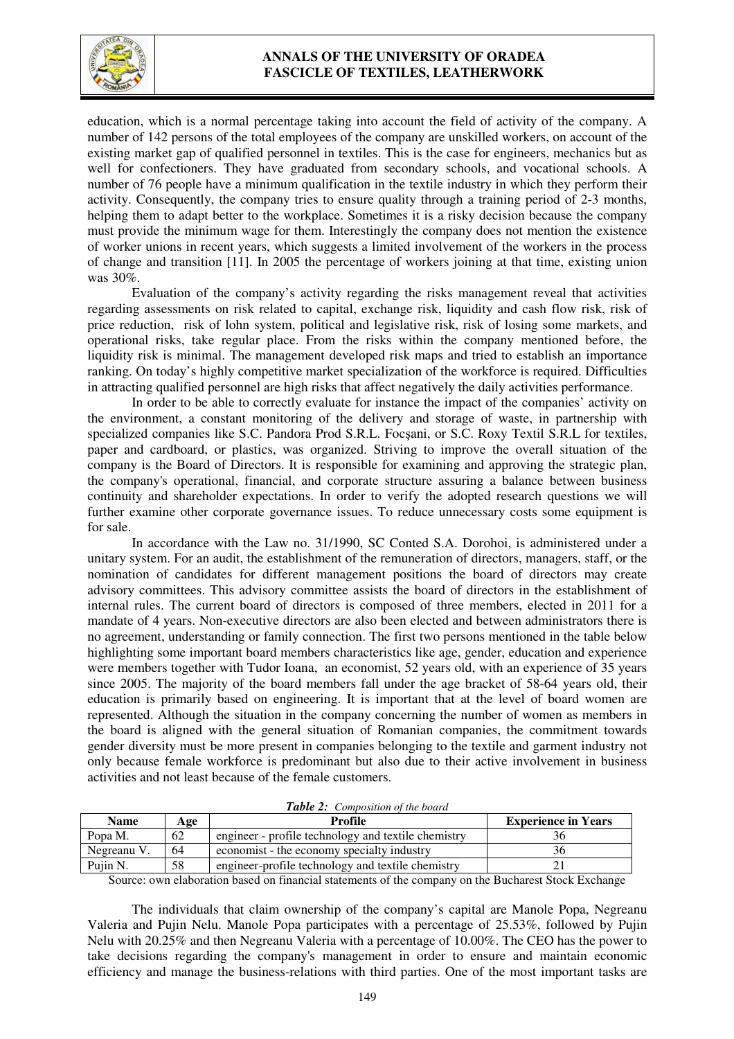education, which is a normal percentage taking into account the field of activity of the company. A number of 142 persons of the total employees of the company are unskilled workers, on account of the existing market gap of qualified personnel in textiles. This is the case for engineers, mechanics but as well for confectioners. They have graduated from secondary schools, and vocational schools. A number of 76 people have a minimum qualification in the textile industry in which they perform their activity. Consequently, the company tries to ensure quality through a training period of 2-3 months, helping them to adapt better to the workplace. Sometimes it is a risky decision because the company must provide the minimum wage for them. Interestingly the company does not mention the existence of worker unions in recent years, which suggests a limited involvement of the workers in the process of change and transition [11]. In 2005 the percentage of workers joining at that time, existing union was 30%.

Evaluation of the company's activity regarding the risks management reveal that activities regarding assessments on risk related to capital, exchange risk, liquidity and cash flow risk, risk of price reduction, risk of lohn system, political and legislative risk, risk of losing some markets, and operational risks, take regular place. From the risks within the company mentioned before, the liquidity risk is minimal. The management developed risk maps and tried to establish an importance ranking. On today's highly competitive market specialization of the workforce is required. Difficulties in attracting qualified personnel are high risks that affect negatively the daily activities performance.

In order to be able to correctly evaluate for instance the impact of the companies' activity on the environment, a constant monitoring of the delivery and storage of waste, in partnership with specialized companies like S.C. Pandora Prod S.R.L. Focşani, or S.C. Roxy Textil S.R.L for textiles, paper and cardboard, or plastics, was organized. Striving to improve the overall situation of the company is the Board of Directors. It is responsible for examining and approving the strategic plan, the company's operational, financial, and corporate structure assuring a balance between business continuity and shareholder expectations. In order to verify the adopted research questions we will further examine other corporate governance issues. To reduce unnecessary costs some equipment is for sale.

In accordance with the Law no. 31/1990, SC Conted S.A. Dorohoi, is administered under a unitary system. For an audit, the establishment of the remuneration of directors, managers, staff, or the nomination of candidates for different management positions the board of directors may create advisory committees. This advisory committee assists the board of directors in the establishment of internal rules. The current board of directors is composed of three members, elected in 2011 for a mandate of 4 years. Non-executive directors are also been elected and between administrators there is no agreement, understanding or family connection. The first two persons mentioned in the table below highlighting some important board members characteristics like age, gender, education and experience were members together with Tudor Ioana, an economist, 52 years old, with an experience of 35 years since 2005. The majority of the board members fall under the age bracket of 58-64 years old, their education is primarily based on engineering. It is important that at the level of board women are represented. Although the situation in the company concerning the number of women as members in the board is aligned with the general situation of Romanian companies, the commitment towards gender diversity must be more present in companies belonging to the textile and garment industry not only because female workforce is predominant but also due to their active involvement in business activities and not least because of the female customers.

***Table 2:*** *Composition of the board*

| Name | Age | Profile | Experience in Years |
|---|---|---|---|
| Popa M. | 62 | engineer - profile technology and textile chemistry | 36 |
| Negreanu V. | 64 | economist - the economy specialty industry | 36 |
| Pujin N. | 58 | engineer-profile technology and textile chemistry | 21 |

Source: own elaboration based on financial statements of the company on the Bucharest Stock Exchange

The individuals that claim ownership of the company's capital are Manole Popa, Negreanu Valeria and Pujin Nelu. Manole Popa participates with a percentage of 25.53%, followed by Pujin Nelu with 20.25% and then Negreanu Valeria with a percentage of 10.00%. The CEO has the power to take decisions regarding the company's management in order to ensure and maintain economic efficiency and manage the business-relations with third parties. One of the most important tasks are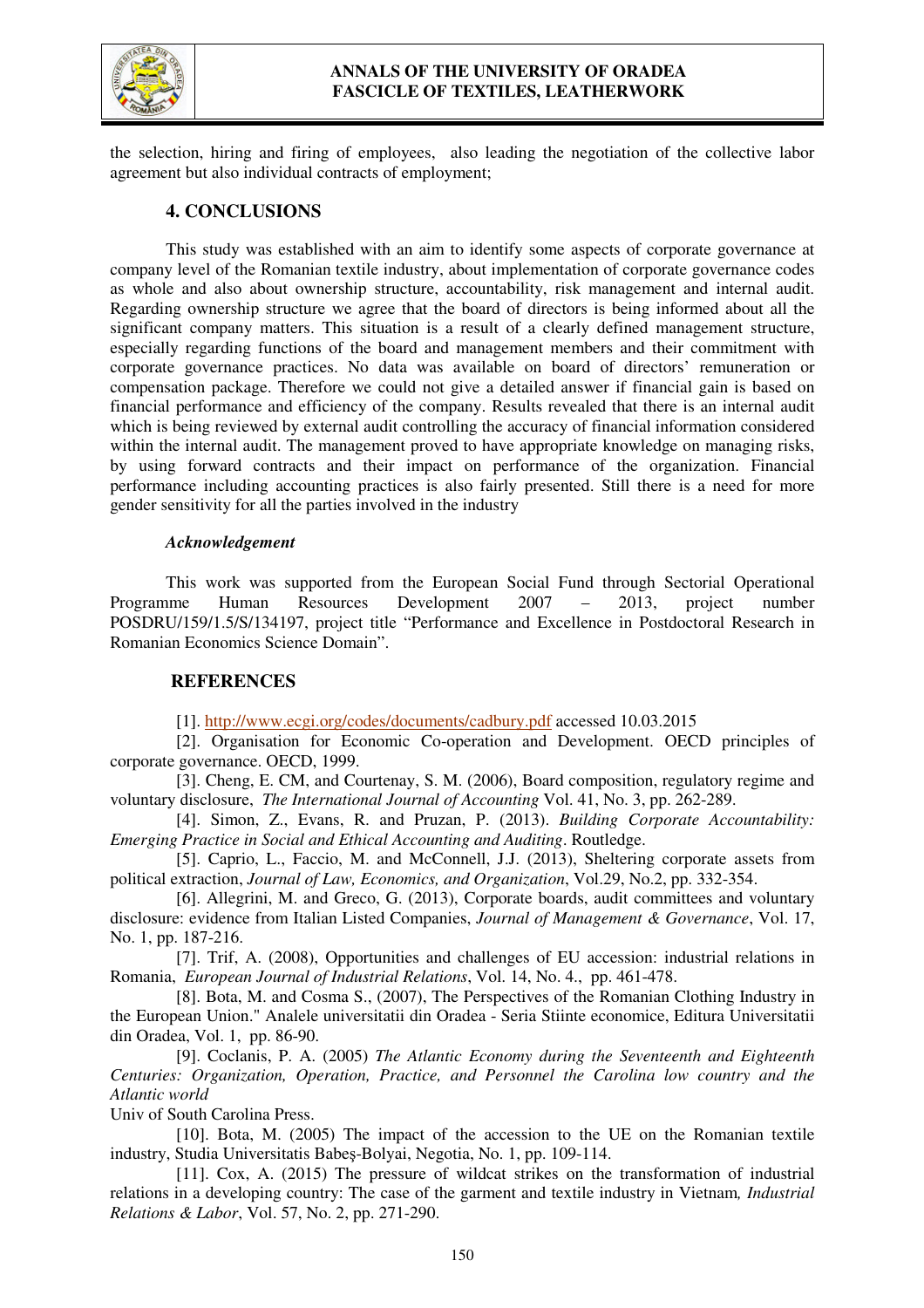the selection, hiring and firing of employees, also leading the negotiation of the collective labor agreement but also individual contracts of employment;

## 4. CONCLUSIONS

This study was established with an aim to identify some aspects of corporate governance at company level of the Romanian textile industry, about implementation of corporate governance codes as whole and also about ownership structure, accountability, risk management and internal audit. Regarding ownership structure we agree that the board of directors is being informed about all the significant company matters. This situation is a result of a clearly defined management structure, especially regarding functions of the board and management members and their commitment with corporate governance practices. No data was available on board of directors' remuneration or compensation package. Therefore we could not give a detailed answer if financial gain is based on financial performance and efficiency of the company. Results revealed that there is an internal audit which is being reviewed by external audit controlling the accuracy of financial information considered within the internal audit. The management proved to have appropriate knowledge on managing risks, by using forward contracts and their impact on performance of the organization. Financial performance including accounting practices is also fairly presented. Still there is a need for more gender sensitivity for all the parties involved in the industry

***Acknowledgement***

This work was supported from the European Social Fund through Sectorial Operational Programme Human Resources Development 2007 – 2013, project number POSDRU/159/1.5/S/134197, project title "Performance and Excellence in Postdoctoral Research in Romanian Economics Science Domain".

## REFERENCES

[1]. http://www.ecgi.org/codes/documents/cadbury.pdf accessed 10.03.2015

[2]. Organisation for Economic Co-operation and Development. OECD principles of corporate governance. OECD, 1999.

[3]. Cheng, E. CM, and Courtenay, S. M. (2006), Board composition, regulatory regime and voluntary disclosure, *The International Journal of Accounting* Vol. 41, No. 3, pp. 262-289.

[4]. Simon, Z., Evans, R. and Pruzan, P. (2013). *Building Corporate Accountability: Emerging Practice in Social and Ethical Accounting and Auditing*. Routledge.

[5]. Caprio, L., Faccio, M. and McConnell, J.J. (2013), Sheltering corporate assets from political extraction, *Journal of Law, Economics, and Organization*, Vol.29, No.2, pp. 332-354.

[6]. Allegrini, M. and Greco, G. (2013), Corporate boards, audit committees and voluntary disclosure: evidence from Italian Listed Companies, *Journal of Management & Governance*, Vol. 17, No. 1, pp. 187-216.

[7]. Trif, A. (2008), Opportunities and challenges of EU accession: industrial relations in Romania, *European Journal of Industrial Relations*, Vol. 14, No. 4., pp. 461-478.

[8]. Bota, M. and Cosma S., (2007), The Perspectives of the Romanian Clothing Industry in the European Union." Analele universitatii din Oradea - Seria Stiinte economice, Editura Universitatii din Oradea, Vol. 1, pp. 86-90.

[9]. Coclanis, P. A. (2005) *The Atlantic Economy during the Seventeenth and Eighteenth Centuries: Organization, Operation, Practice, and Personnel the Carolina low country and the Atlantic world*
Univ of South Carolina Press.

[10]. Bota, M. (2005) The impact of the accession to the UE on the Romanian textile industry, Studia Universitatis Babeş-Bolyai, Negotia, No. 1, pp. 109-114.

[11]. Cox, A. (2015) The pressure of wildcat strikes on the transformation of industrial relations in a developing country: The case of the garment and textile industry in Vietnam*, Industrial Relations & Labor*, Vol. 57, No. 2, pp. 271-290.